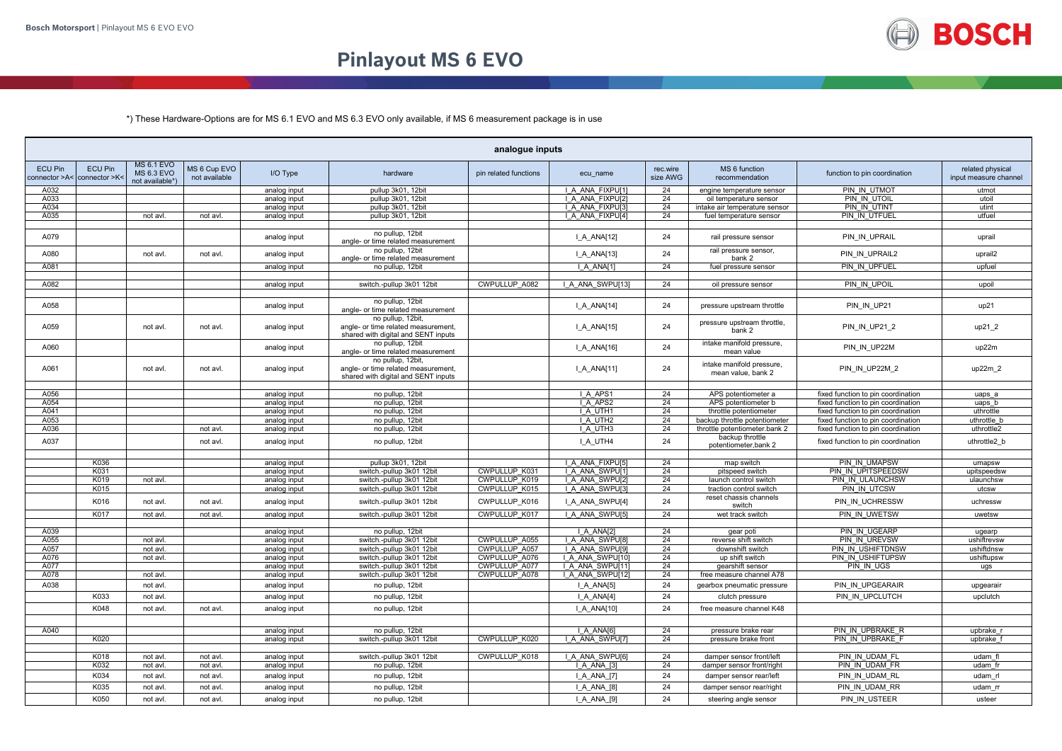# Pinlayout MS 6 EVO

*) These Hardware-Options are for MS 6.1 EVO and MS 6.3 EVO only available, if MS 6 measurement package is in use

| analogue inputs | | | | | | | | | | | |
|---|---|---|---|---|---|---|---|---|---|---|---|
| ECU Pin connector >A< | ECU Pin connector >K< | MS 6.1 EVO MS 6.3 EVO not available*) | MS 6 Cup EVO not available | I/O Type | hardware | pin related functions | ecu_name | rec.wire size AWG | MS 6 function recommendation | function to pin coordination | related physical input measure channel |
| A032 | | | | analog input | pullup 3k01, 12bit | | I_A_ANA_FIXPU[1] | 24 | engine temperature sensor | PIN_IN_UTMOT | utmot |
| A033 | | | | analog input | pullup 3k01, 12bit | | I_A_ANA_FIXPU[2] | 24 | oil temperature sensor | PIN_IN_UTOIL | utoil |
| A034 | | | | analog input | pullup 3k01, 12bit | | I_A_ANA_FIXPU[3] | 24 | intake air temperature sensor | PIN_IN_UTINT | utint |
| A035 | | not avl. | not avl. | analog input | pullup 3k01, 12bit | | I_A_ANA_FIXPU[4] | 24 | fuel temperature sensor | PIN_IN_UTFUEL | utfuel |
| | | | | | | | | | | | |
| A079 | | | | analog input | no pullup, 12bit angle- or time related measurement | | I_A_ANA[12] | 24 | rail pressure sensor | PIN_IN_UPRAIL | uprail |
| A080 | | not avl. | not avl. | analog input | no pullup, 12bit angle- or time related measurement | | I_A_ANA[13] | 24 | rail pressure sensor, bank 2 | PIN_IN_UPRAIL2 | uprail2 |
| A081 | | | | analog input | no pullup, 12bit | | I_A_ANA[1] | 24 | fuel pressure sensor | PIN_IN_UPFUEL | upfuel |
| | | | | | | | | | | | |
| A082 | | | | analog input | switch.-pullup 3k01 12bit | CWPULLUP_A082 | I_A_ANA_SWPU[13] | 24 | oil pressure sensor | PIN_IN_UPOIL | upoil |
| | | | | | | | | | | | |
| A058 | | | | analog input | no pullup, 12bit angle- or time related measurement | | I_A_ANA[14] | 24 | pressure upstream throttle | PIN_IN_UP21 | up21 |
| A059 | | not avl. | not avl. | analog input | no pullup, 12bit, angle- or time related measurement, shared with digital and SENT inputs | | I_A_ANA[15] | 24 | pressure upstream throttle, bank 2 | PIN_IN_UP21_2 | up21_2 |
| A060 | | | | analog input | no pullup, 12bit angle- or time related measurement | | I_A_ANA[16] | 24 | intake manifold pressure, mean value | PIN_IN_UP22M | up22m |
| A061 | | not avl. | not avl. | analog input | no pullup, 12bit, angle- or time related measurement, shared with digital and SENT inputs | | I_A_ANA[11] | 24 | intake manifold pressure, mean value, bank 2 | PIN_IN_UP22M_2 | up22m_2 |
| | | | | | | | | | | | |
| A056 | | | | analog input | no pullup, 12bit | | I_A_APS1 | 24 | APS potentiometer a | fixed function to pin coordination | uaps_a |
| A054 | | | | analog input | no pullup, 12bit | | I_A_APS2 | 24 | APS potentiometer b | fixed function to pin coordination | uaps_b |
| A041 | | | | analog input | no pullup, 12bit | | I_A_UTH1 | 24 | throttle potentiometer | fixed function to pin coordination | uthrottle |
| A053 | | | | analog input | no pullup, 12bit | | I_A_UTH2 | 24 | backup throttle potentiometer | fixed function to pin coordination | uthrottle_b |
| A036 | | | not avl. | analog input | no pullup, 12bit | | I_A_UTH3 | 24 | throttle potentiometer.bank 2 | fixed function to pin coordination | uthrottle2 |
| A037 | | | not avl. | analog input | no pullup, 12bit | | I_A_UTH4 | 24 | backup throttle potentiometer,bank 2 | fixed function to pin coordination | uthrottle2_b |
| | | | | | | | | | | | |
| | K036 | | | analog input | pullup 3k01, 12bit | | I_A_ANA_FIXPU[5] | 24 | map switch | PIN_IN_UMAPSW | umapsw |
| | K031 | | | analog input | switch.-pullup 3k01 12bit | CWPULLUP_K031 | I_A_ANA_SWPU[1] | 24 | pitspeed switch | PIN_IN_UPITSPEEDSW | upitspeedsw |
| | K019 | not avl. | | analog input | switch.-pullup 3k01 12bit | CWPULLUP_K019 | I_A_ANA_SWPU[2] | 24 | launch control switch | PIN_IN_ULAUNCHSW | ulaunchsw |
| | K015 | | | analog input | switch.-pullup 3k01 12bit | CWPULLUP_K015 | I_A_ANA_SWPU[3] | 24 | traction control switch | PIN_IN_UTCSW | utcsw |
| | K016 | not avl. | not avl. | analog input | switch.-pullup 3k01 12bit | CWPULLUP_K016 | I_A_ANA_SWPU[4] | 24 | reset chassis channels switch | PIN_IN_UCHRESSW | uchressw |
| | K017 | not avl. | | analog input | switch.-pullup 3k01 12bit | CWPULLUP_K017 | I_A_ANA_SWPU[5] | 24 | wet track switch | PIN_IN_UWETSW | uwetsw |
| | | | | | | | | | | | |
| A039 | | | | analog input | no pullup, 12bit | | I_A_ANA[2] | 24 | gear poti | PIN_IN_UGEARP | ugearp |
| A055 | | not avl. | | analog input | switch.-pullup 3k01 12bit | CWPULLUP_A055 | I_A_ANA_SWPU[8] | 24 | reverse shift switch | PIN_IN_UREVSW | ushiftrevsw |
| A057 | | not avl. | | analog input | switch.-pullup 3k01 12bit | CWPULLUP_A057 | I_A_ANA_SWPU[9] | 24 | downshift switch | PIN_IN_USHIFTDNSW | ushiftdnsw |
| A076 | | not avl. | | analog input | switch.-pullup 3k01 12bit | CWPULLUP_A076 | I_A_ANA_SWPU[10] | 24 | up shift switch | PIN_IN_USHIFTUPSW | ushiftupsw |
| A077 | | | | analog input | switch.-pullup 3k01 12bit | CWPULLUP_A077 | I_A_ANA_SWPU[11] | 24 | gearshift sensor | PIN_IN_UGS | ugs |
| A078 | | not avl. | | analog input | switch.-pullup 3k01 12bit | CWPULLUP_A078 | I_A_ANA_SWPU[12] | 24 | free measure channel A78 | | |
| A038 | | not avl. | | analog input | no pullup, 12bit | | I_A_ANA[5] | 24 | gearbox pneumatic pressure | PIN_IN_UPGEARAIR | upgearair |
| | K033 | not avl. | | analog input | no pullup, 12bit | | I_A_ANA[4] | 24 | clutch pressure | PIN_IN_UPCLUTCH | upclutch |
| | K048 | not avl. | not avl. | analog input | no pullup, 12bit | | I_A_ANA[10] | 24 | free measure channel K48 | | |
| | | | | | | | | | | | |
| A040 | | | | analog input | no pullup, 12bit | | I_A_ANA[6] | 24 | pressure brake rear | PIN_IN_UPBRAKE_R | upbrake_r |
| | K020 | | | analog input | switch.-pullup 3k01 12bit | CWPULLUP_K020 | I_A_ANA_SWPU[7] | 24 | pressure brake front | PIN_IN_UPBRAKE_F | upbrake_f |
| | | | | | | | | | | | |
| | K018 | not avl. | not avl. | analog input | switch.-pullup 3k01 12bit | CWPULLUP_K018 | I_A_ANA_SWPU[6] | 24 | damper sensor front/left | PIN_IN_UDAM_FL | udam_fl |
| | K032 | not avl. | not avl. | analog input | no pullup, 12bit | | I_A_ANA_[3] | 24 | damper sensor front/right | PIN_IN_UDAM_FR | udam_fr |
| | K034 | not avl. | not avl. | analog input | no pullup, 12bit | | I_A_ANA_[7] | 24 | damper sensor rear/left | PIN_IN_UDAM_RL | udam_rl |
| | K035 | not avl. | not avl. | analog input | no pullup, 12bit | | I_A_ANA_[8] | 24 | damper sensor rear/right | PIN_IN_UDAM_RR | udam_rr |
| | K050 | not avl. | not avl. | analog input | no pullup, 12bit | | I_A_ANA_[9] | 24 | steering angle sensor | PIN_IN_USTEER | usteer |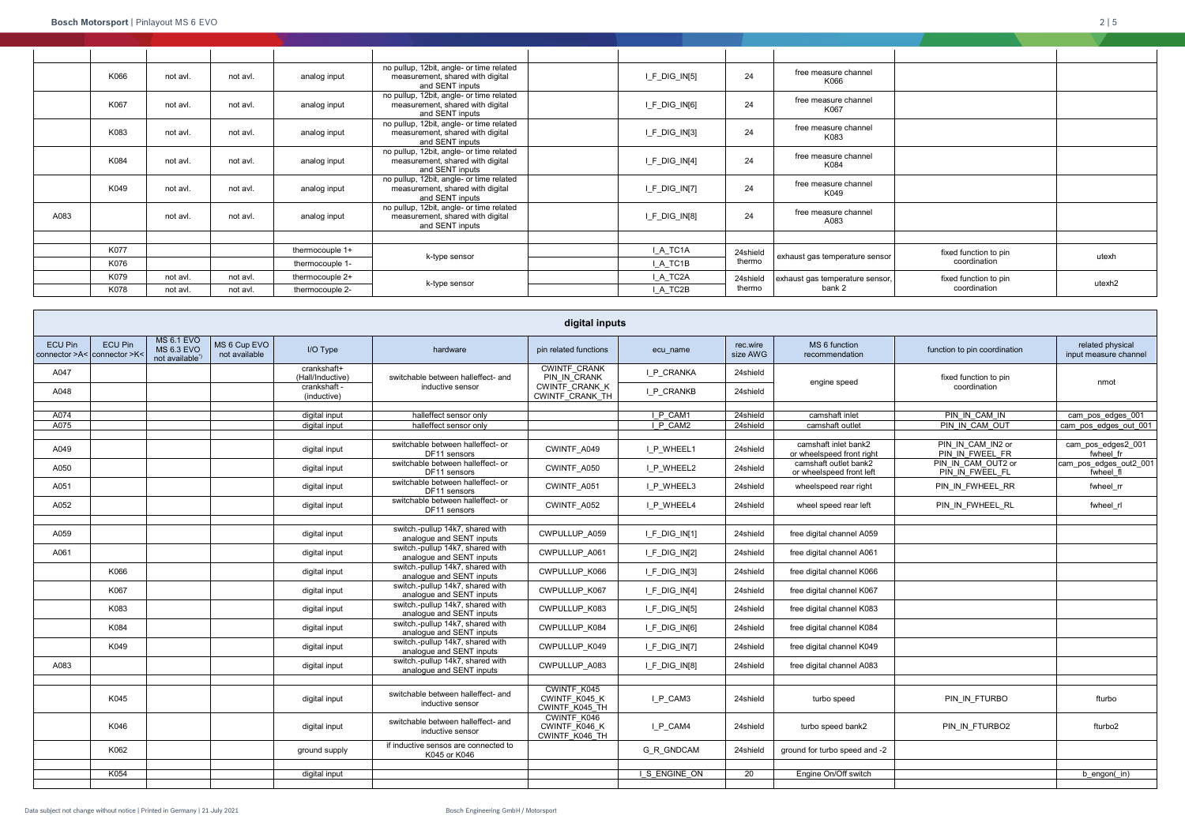| | | | | | | | | | | | |
|---|---|---|---|---|---|---|---|---|---|---|---|
| | K066 | not avl. | not avl. | analog input | no pullup, 12bit, angle- or time related measurement, shared with digital and SENT inputs | | I_F_DIG_IN[5] | 24 | free measure channel K066 | | |
| | K067 | not avl. | not avl. | analog input | no pullup, 12bit, angle- or time related measurement, shared with digital and SENT inputs | | I_F_DIG_IN[6] | 24 | free measure channel K067 | | |
| | K083 | not avl. | not avl. | analog input | no pullup, 12bit, angle- or time related measurement, shared with digital and SENT inputs | | I_F_DIG_IN[3] | 24 | free measure channel K083 | | |
| | K084 | not avl. | not avl. | analog input | no pullup, 12bit, angle- or time related measurement, shared with digital and SENT inputs | | I_F_DIG_IN[4] | 24 | free measure channel K084 | | |
| | K049 | not avl. | not avl. | analog input | no pullup, 12bit, angle- or time related measurement, shared with digital and SENT inputs | | I_F_DIG_IN[7] | 24 | free measure channel K049 | | |
| A083 | | not avl. | not avl. | analog input | no pullup, 12bit, angle- or time related measurement, shared with digital and SENT inputs | | I_F_DIG_IN[8] | 24 | free measure channel A083 | | |
| | | | | | | | | | | | |
| | K077 | | | thermocouple 1+ | k-type sensor | | I_A_TC1A | 24shield thermo | exhaust gas temperature sensor | fixed function to pin coordination | utexh |
| | K076 | | | thermocouple 1- | | | I_A_TC1B | | | | |
| | K079 | not avl. | not avl. | thermocouple 2+ | k-type sensor | | I_A_TC2A | 24shield thermo | exhaust gas temperature sensor, bank 2 | fixed function to pin coordination | utexh2 |
| | K078 | not avl. | not avl. | thermocouple 2- | | | I_A_TC2B | | | | |

## digital inputs

| ECU Pin connector >A< | ECU Pin connector >K< | MS 6.1 EVO MS 6.3 EVO not available[*] | MS 6 Cup EVO not available | I/O Type | hardware | pin related functions | ecu_name | rec.wire size AWG | MS 6 function recommendation | function to pin coordination | related physical input measure channel |
|---|---|---|---|---|---|---|---|---|---|---|---|
| A047 | | | | crankshaft+ (Hall/Inductive) | switchable between halleffect- and inductive sensor | CWINTF_CRANK PIN_IN_CRANK | I_P_CRANKA | 24shield | engine speed | fixed function to pin coordination | nmot |
| A048 | | | | crankshaft - (inductive) | | CWINTF_CRANK_K CWINTF_CRANK_TH | I_P_CRANKB | 24shield | | | |
| | | | | | | | | | | | |
| A074 | | | | digital input | halleffect sensor only | | I_P_CAM1 | 24shield | camshaft inlet | PIN_IN_CAM_IN | cam_pos_edges_001 |
| A075 | | | | digital input | halleffect sensor only | | I_P_CAM2 | 24shield | camshaft outlet | PIN_IN_CAM_OUT | cam_pos_edges_out_001 |
| | | | | | | | | | | | |
| A049 | | | | digital input | switchable between halleffect- or DF11 sensors | CWINTF_A049 | I_P_WHEEL1 | 24shield | camshaft inlet bank2 or wheelspeed front right | PIN_IN_CAM_IN2 or PIN_IN_FWEEL_FR | cam_pos_edges2_001 fwheel_fr |
| A050 | | | | digital input | switchable between halleffect- or DF11 sensors | CWINTF_A050 | I_P_WHEEL2 | 24shield | camshaft outlet bank2 or wheelspeed front left | PIN_IN_CAM_OUT2 or PIN_IN_FWEEL_FL | cam_pos_edges_out2_001 fwheel_fl |
| A051 | | | | digital input | switchable between halleffect- or DF11 sensors | CWINTF_A051 | I_P_WHEEL3 | 24shield | wheelspeed rear right | PIN_IN_FWHEEL_RR | fwheel_rr |
| A052 | | | | digital input | switchable between halleffect- or DF11 sensors | CWINTF_A052 | I_P_WHEEL4 | 24shield | wheel speed rear left | PIN_IN_FWHEEL_RL | fwheel_rl |
| | | | | | | | | | | | |
| A059 | | | | digital input | switch.-pullup 14k7, shared with analogue and SENT inputs | CWPULLUP_A059 | I_F_DIG_IN[1] | 24shield | free digital channel A059 | | |
| A061 | | | | digital input | switch.-pullup 14k7, shared with analogue and SENT inputs | CWPULLUP_A061 | I_F_DIG_IN[2] | 24shield | free digital channel A061 | | |
| | K066 | | | digital input | switch.-pullup 14k7, shared with analogue and SENT inputs | CWPULLUP_K066 | I_F_DIG_IN[3] | 24shield | free digital channel K066 | | |
| | K067 | | | digital input | switch.-pullup 14k7, shared with analogue and SENT inputs | CWPULLUP_K067 | I_F_DIG_IN[4] | 24shield | free digital channel K067 | | |
| | K083 | | | digital input | switch.-pullup 14k7, shared with analogue and SENT inputs | CWPULLUP_K083 | I_F_DIG_IN[5] | 24shield | free digital channel K083 | | |
| | K084 | | | digital input | switch.-pullup 14k7, shared with analogue and SENT inputs | CWPULLUP_K084 | I_F_DIG_IN[6] | 24shield | free digital channel K084 | | |
| | K049 | | | digital input | switch.-pullup 14k7, shared with analogue and SENT inputs | CWPULLUP_K049 | I_F_DIG_IN[7] | 24shield | free digital channel K049 | | |
| A083 | | | | digital input | switch.-pullup 14k7, shared with analogue and SENT inputs | CWPULLUP_A083 | I_F_DIG_IN[8] | 24shield | free digital channel A083 | | |
| | | | | | | | | | | | |
| | K045 | | | digital input | switchable between halleffect- and inductive sensor | CWINTF_K045 CWINTF_K045_K CWINTF_K045_TH | I_P_CAM3 | 24shield | turbo speed | PIN_IN_FTURBO | fturbo |
| | K046 | | | digital input | switchable between halleffect- and inductive sensor | CWINTF_K046 CWINTF_K046_K CWINTF_K046_TH | I_P_CAM4 | 24shield | turbo speed bank2 | PIN_IN_FTURBO2 | fturbo2 |
| | K062 | | | ground supply | if inductive sensos are connected to K045 or K046 | | G_R_GNDCAM | 24shield | ground for turbo speed and -2 | | |
| | | | | | | | | | | | |
| | K054 | | | digital input | | | I_S_ENGINE_ON | 20 | Engine On/Off switch | | b_engon(_in) |

Data subject not change without notice | Printed in Germany | 21 July 2021

Bosch Engineering GmbH / Motorsport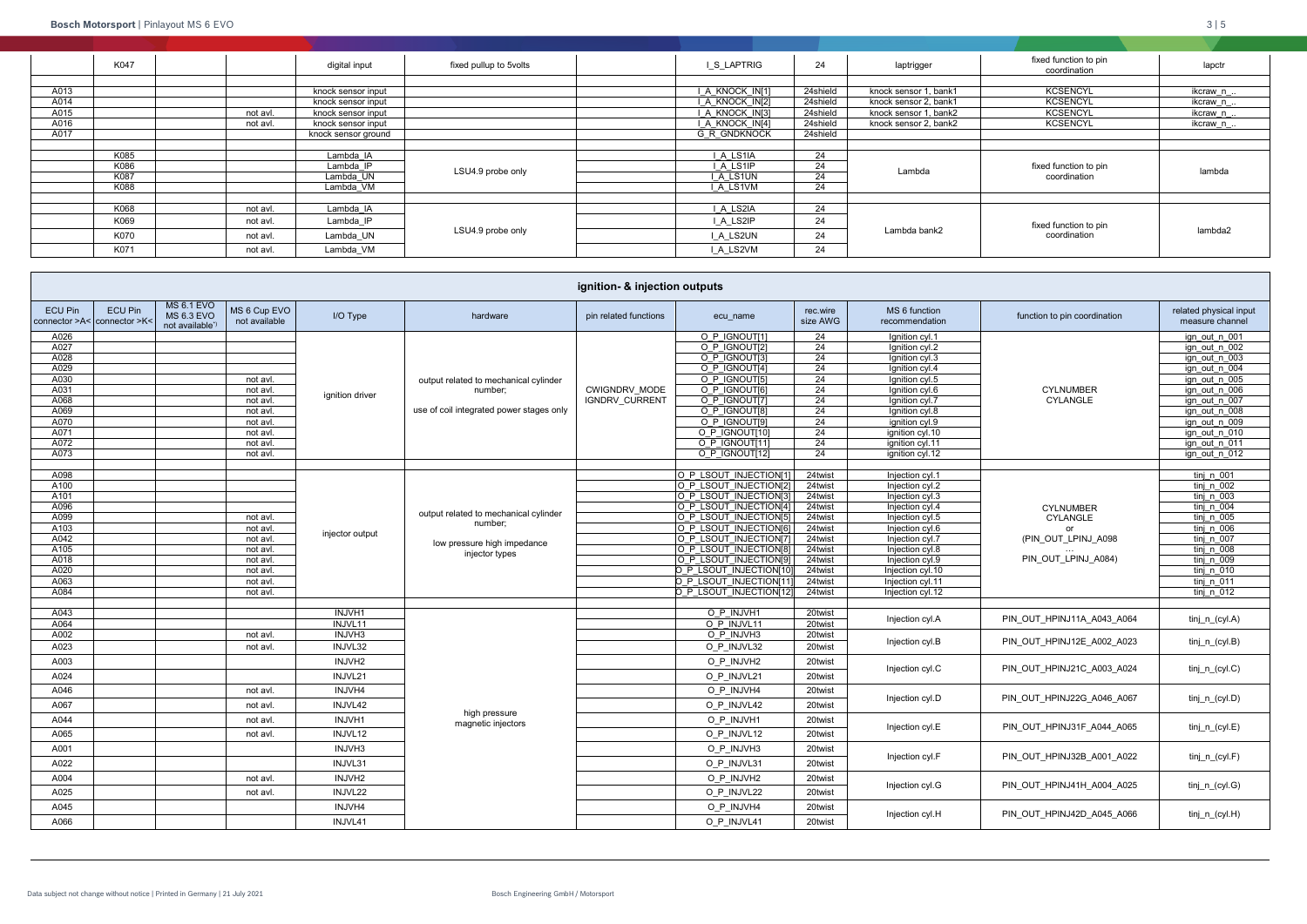| | | | | | | | | | | | |
|---|---|---|---|---|---|---|---|---|---|---|---|
| | K047 | | | digital input | fixed pullup to 5volts | | I_S_LAPTRIG | 24 | laptrigger | fixed function to pin coordination | lapctr |
| | | | | | | | | | | | |
| A013 | | | | knock sensor input | | | I_A_KNOCK_IN[1] | 24shield | knock sensor 1, bank1 | KCSENCYL | ikcraw_n_... |
| A014 | | | | knock sensor input | | | I_A_KNOCK_IN[2] | 24shield | knock sensor 2, bank1 | KCSENCYL | ikcraw_n_... |
| A015 | | | not avl. | knock sensor input | | | I_A_KNOCK_IN[3] | 24shield | knock sensor 1, bank2 | KCSENCYL | ikcraw_n_... |
| A016 | | | not avl. | knock sensor input | | | I_A_KNOCK_IN[4] | 24shield | knock sensor 2, bank2 | KCSENCYL | ikcraw_n_... |
| A017 | | | | knock sensor ground | | | G_R_GNDKNOCK | 24shield | | | |
| | | | | | | | | | | | |
| | K085 | | | Lambda_IA | LSU4.9 probe only | | I_A_LS1IA | 24 | Lambda | fixed function to pin coordination | lambda |
| | K086 | | | Lambda_IP | | | I_A_LS1IP | 24 | | | |
| | K087 | | | Lambda_UN | | | I_A_LS1UN | 24 | | | |
| | K088 | | | Lambda_VM | | | I_A_LS1VM | 24 | | | |
| | | | | | | | | | | | |
| | K068 | | not avl. | Lambda_IA | LSU4.9 probe only | | I_A_LS2IA | 24 | Lambda bank2 | fixed function to pin coordination | lambda2 |
| | K069 | | not avl. | Lambda_IP | | | I_A_LS2IP | 24 | | | |
| | K070 | | not avl. | Lambda_UN | | | I_A_LS2UN | 24 | | | |
| | K071 | | not avl. | Lambda_VM | | | I_A_LS2VM | 24 | | | |

## ignition- & injection outputs

| ECU Pin connector >A< | ECU Pin connector >K< | MS 6.1 EVO MS 6.3 EVO not available[*)] | MS 6 Cup EVO not available | I/O Type | hardware | pin related functions | ecu_name | rec.wire size AWG | MS 6 function recommendation | function to pin coordination | related physical input measure channel |
|---|---|---|---|---|---|---|---|---|---|---|---|
| A026 | | | | ignition driver | output related to mechanical cylinder number; use of coil integrated power stages only | CWIGNDRV_MODE IGNDRV_CURRENT | O_P_IGNOUT[1] | 24 | Ignition cyl.1 | CYLNUMBER CYLANGLE | ign_out_n_001 |
| A027 | | | | | | | O_P_IGNOUT[2] | 24 | Ignition cyl.2 | | ign_out_n_002 |
| A028 | | | | | | | O_P_IGNOUT[3] | 24 | Ignition cyl.3 | | ign_out_n_003 |
| A029 | | | | | | | O_P_IGNOUT[4] | 24 | Ignition cyl.4 | | ign_out_n_004 |
| A030 | | | not avl. | | | | O_P_IGNOUT[5] | 24 | Ignition cyl.5 | | ign_out_n_005 |
| A031 | | | not avl. | | | | O_P_IGNOUT[6] | 24 | Ignition cyl.6 | | ign_out_n_006 |
| A068 | | | not avl. | | | | O_P_IGNOUT[7] | 24 | Ignition cyl.7 | | ign_out_n_007 |
| A069 | | | not avl. | | | | O_P_IGNOUT[8] | 24 | Ignition cyl.8 | | ign_out_n_008 |
| A070 | | | not avl. | | | | O_P_IGNOUT[9] | 24 | ignition cyl.9 | | ign_out_n_009 |
| A071 | | | not avl. | | | | O_P_IGNOUT[10] | 24 | ignition cyl.10 | | ign_out_n_010 |
| A072 | | | not avl. | | | | O_P_IGNOUT[11] | 24 | ignition cyl.11 | | ign_out_n_011 |
| A073 | | | not avl. | | | | O_P_IGNOUT[12] | 24 | ignition cyl.12 | | ign_out_n_012 |
| | | | | | | | | | | | |
| A098 | | | | injector output | output related to mechanical cylinder number; low pressure high impedance injector types | | O_P_LSOUT_INJECTION[1] | 24twist | Injection cyl.1 | CYLNUMBER CYLANGLE or (PIN_OUT_LPINJ_A098 ... PIN_OUT_LPINJ_A084) | tinj_n_001 |
| A100 | | | | | | | O_P_LSOUT_INJECTION[2] | 24twist | Injection cyl.2 | | tinj_n_002 |
| A101 | | | | | | | O_P_LSOUT_INJECTION[3] | 24twist | Injection cyl.3 | | tinj_n_003 |
| A096 | | | | | | | O_P_LSOUT_INJECTION[4] | 24twist | Injection cyl.4 | | tinj_n_004 |
| A099 | | | not avl. | | | | O_P_LSOUT_INJECTION[5] | 24twist | Injection cyl.5 | | tinj_n_005 |
| A103 | | | not avl. | | | | O_P_LSOUT_INJECTION[6] | 24twist | Injection cyl.6 | | tinj_n_006 |
| A042 | | | not avl. | | | | O_P_LSOUT_INJECTION[7] | 24twist | Injection cyl.7 | | tinj_n_007 |
| A105 | | | not avl. | | | | O_P_LSOUT_INJECTION[8] | 24twist | Injection cyl.8 | | tinj_n_008 |
| A018 | | | not avl. | | | | O_P_LSOUT_INJECTION[9] | 24twist | Injection cyl.9 | | tinj_n_009 |
| A020 | | | not avl. | | | | O_P_LSOUT_INJECTION[10] | 24twist | Injection cyl.10 | | tinj_n_010 |
| A063 | | | not avl. | | | | O_P_LSOUT_INJECTION[11] | 24twist | Injection cyl.11 | | tinj_n_011 |
| A084 | | | not avl. | | | | O_P_LSOUT_INJECTION[12] | 24twist | Injection cyl.12 | | tinj_n_012 |
| | | | | | | | | | | | |
| A043 | | | | INJVH1 | high pressure magnetic injectors | | O_P_INJVH1 | 20twist | Injection cyl.A | PIN_OUT_HPINJ11A_A043_A064 | tinj_n_(cyl.A) |
| A064 | | | | INJVL11 | | | O_P_INJVL11 | 20twist | | | |
| A002 | | | not avl. | INJVH3 | | | O_P_INJVH3 | 20twist | Injection cyl.B | PIN_OUT_HPINJ12E_A002_A023 | tinj_n_(cyl.B) |
| A023 | | | not avl. | INJVL32 | | | O_P_INJVL32 | 20twist | | | |
| A003 | | | | INJVH2 | | | O_P_INJVH2 | 20twist | Injection cyl.C | PIN_OUT_HPINJ21C_A003_A024 | tinj_n_(cyl.C) |
| A024 | | | | INJVL21 | | | O_P_INJVL21 | 20twist | | | |
| A046 | | | not avl. | INJVH4 | | | O_P_INJVH4 | 20twist | Injection cyl.D | PIN_OUT_HPINJ22G_A046_A067 | tinj_n_(cyl.D) |
| A067 | | | not avl. | INJVL42 | | | O_P_INJVL42 | 20twist | | | |
| A044 | | | not avl. | INJVH1 | | | O_P_INJVH1 | 20twist | Injection cyl.E | PIN_OUT_HPINJ31F_A044_A065 | tinj_n_(cyl.E) |
| A065 | | | not avl. | INJVL12 | | | O_P_INJVL12 | 20twist | | | |
| A001 | | | | INJVH3 | | | O_P_INJVH3 | 20twist | Injection cyl.F | PIN_OUT_HPINJ32B_A001_A022 | tinj_n_(cyl.F) |
| A022 | | | | INJVL31 | | | O_P_INJVL31 | 20twist | | | |
| A004 | | | not avl. | INJVH2 | | | O_P_INJVH2 | 20twist | Injection cyl.G | PIN_OUT_HPINJ41H_A004_A025 | tinj_n_(cyl.G) |
| A025 | | | not avl. | INJVL22 | | | O_P_INJVL22 | 20twist | | | |
| A045 | | | | INJVH4 | | | O_P_INJVH4 | 20twist | Injection cyl.H | PIN_OUT_HPINJ42D_A045_A066 | tinj_n_(cyl.H) |
| A066 | | | | INJVL41 | | | O_P_INJVL41 | 20twist | | | |

Data subject not change without notice | Printed in Germany | 21 July 2021

Bosch Engineering GmbH / Motorsport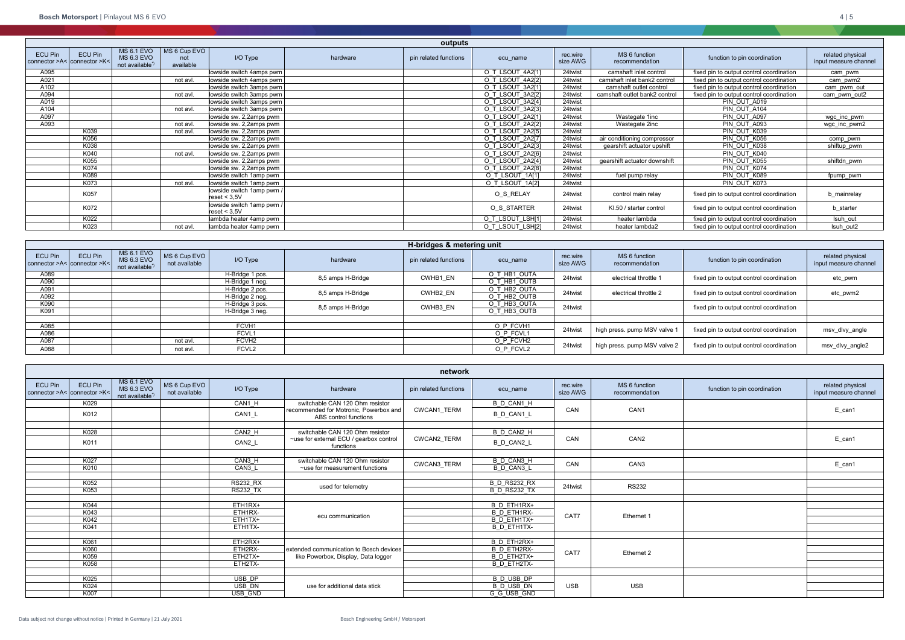## outputs

| ECU Pin connector >A< | ECU Pin connector >K< | MS 6.1 EVO MS 6.3 EVO not available*) | MS 6 Cup EVO not available | I/O Type | hardware | pin related functions | ecu_name | rec.wire size AWG | MS 6 function recommendation | function to pin coordination | related physical input measure channel |
|---|---|---|---|---|---|---|---|---|---|---|---|
| A095 | | | | lowside switch 4amps pwm | | | O_T_LSOUT_4A2[1] | 24twist | camshaft inlet control | fixed pin to output control coordination | cam_pwm |
| A021 | | | not avl. | lowside switch 4amps pwm | | | O_T_LSOUT_4A2[2] | 24twist | camshaft inlet bank2 control | fixed pin to output control coordination | cam_pwm2 |
| A102 | | | | lowside switch 3amps pwm | | | O_T_LSOUT_3A2[1] | 24twist | camshaft outlet control | fixed pin to output control coordination | cam_pwm_out |
| A094 | | | not avl. | lowside switch 3amps pwm | | | O_T_LSOUT_3A2[2] | 24twist | camshaft outlet bank2 control | fixed pin to output control coordination | cam_pwm_out2 |
| A019 | | | | lowside switch 3amps pwm | | | O_T_LSOUT_3A2[4] | 24twist | | PIN_OUT_A019 | |
| A104 | | | not avl. | lowside switch 3amps pwm | | | O_T_LSOUT_3A2[3] | 24twist | | PIN_OUT_A104 | |
| A097 | | | | lowside sw. 2,2amps pwm | | | O_T_LSOUT_2A2[1] | 24twist | Wastegate 1inc | PIN_OUT_A097 | wgc_inc_pwm |
| A093 | | | not avl. | lowside sw. 2,2amps pwm | | | O_T_LSOUT_2A2[2] | 24twist | Wastegate 2inc | PIN_OUT_A093 | wgc_inc_pwm2 |
| | K039 | | not avl. | lowside sw. 2,2amps pwm | | | O_T_LSOUT_2A2[5] | 24twist | | PIN_OUT_K039 | |
| | K056 | | | lowside sw. 2,2amps pwm | | | O_T_LSOUT_2A2[7] | 24twist | air conditioning compressor | PIN_OUT_K056 | comp_pwm |
| | K038 | | | lowside sw. 2,2amps pwm | | | O_T_LSOUT_2A2[3] | 24twist | gearshift actuator upshift | PIN_OUT_K038 | shiftup_pwm |
| | K040 | | not avl. | lowside sw. 2,2amps pwm | | | O_T_LSOUT_2A2[6] | 24twist | | PIN_OUT_K040 | |
| | K055 | | | lowside sw. 2,2amps pwm | | | O_T_LSOUT_2A2[4] | 24twist | gearshift actuator downshift | PIN_OUT_K055 | shiftdn_pwm |
| | K074 | | | lowside sw. 2,2amps pwm | | | O_T_LSOUT_2A2[8] | 24twist | | PIN_OUT_K074 | |
| | K089 | | | lowside switch 1amp pwm | | | O_T_LSOUT_1A[1] | 24twist | fuel pump relay | PIN_OUT_K089 | fpump_pwm |
| | K073 | | not avl. | lowside switch 1amp pwm | | | O_T_LSOUT_1A[2] | 24twist | | PIN_OUT_K073 | |
| | K057 | | | lowside switch 1amp pwm / reset < 3,5V | | | O_S_RELAY | 24twist | control main relay | fixed pin to output control coordination | b_mainrelay |
| | K072 | | | lowside switch 1amp pwm / reset < 3,5V | | | O_S_STARTER | 24twist | Kl.50 / starter control | fixed pin to output control coordination | b_starter |
| | K022 | | | lambda heater 4amp pwm | | | O_T_LSOUT_LSH[1] | 24twist | heater lambda | fixed pin to output control coordination | lsuh_out |
| | K023 | | not avl. | lambda heater 4amp pwm | | | O_T_LSOUT_LSH[2] | 24twist | heater lambda2 | fixed pin to output control coordination | lsuh_out2 |

## H-bridges & metering unit

| ECU Pin connector >A< | ECU Pin connector >K< | MS 6.1 EVO MS 6.3 EVO not available*) | MS 6 Cup EVO not available | I/O Type | hardware | pin related functions | ecu_name | rec.wire size AWG | MS 6 function recommendation | function to pin coordination | related physical input measure channel |
|---|---|---|---|---|---|---|---|---|---|---|---|
| A089 | | | | H-Bridge 1 pos. | 8,5 amps H-Bridge | CWHB1_EN | O_T_HB1_OUTA | 24twist | electrical throttle 1 | fixed pin to output control coordination | etc_pwm |
| A090 | | | | H-Bridge 1 neg. | | | O_T_HB1_OUTB | | | | |
| A091 | | | | H-Bridge 2 pos. | 8,5 amps H-Bridge | CWHB2_EN | O_T_HB2_OUTA | 24twist | electrical throttle 2 | fixed pin to output control coordination | etc_pwm2 |
| A092 | | | | H-Bridge 2 neg. | | | O_T_HB2_OUTB | | | | |
| K090 | | | | H-Bridge 3 pos. | 8,5 amps H-Bridge | CWHB3_EN | O_T_HB3_OUTA | 24twist | | fixed pin to output control coordination | |
| K091 | | | | H-Bridge 3 neg. | | | O_T_HB3_OUTB | | | | |
| | | | | | | | | | | | |
| A085 | | | | FCVH1 | | | O_P_FCVH1 | 24twist | high press. pump MSV valve 1 | fixed pin to output control coordination | msv_dlvy_angle |
| A086 | | | | FCVL1 | | | O_P_FCVL1 | | | | |
| A087 | | | not avl. | FCVH2 | | | O_P_FCVH2 | 24twist | high press. pump MSV valve 2 | fixed pin to output control coordination | msv_dlvy_angle2 |
| A088 | | | not avl. | FCVL2 | | | O_P_FCVL2 | | | | |

## network

| ECU Pin connector >A< | ECU Pin connector >K< | MS 6.1 EVO MS 6.3 EVO not available*) | MS 6 Cup EVO not available | I/O Type | hardware | pin related functions | ecu_name | rec.wire size AWG | MS 6 function recommendation | function to pin coordination | related physical input measure channel |
|---|---|---|---|---|---|---|---|---|---|---|---|
| | K029 | | | CAN1_H | switchable CAN 120 Ohm resistor recommended for Motronic, Powerbox and ABS control functions | CWCAN1_TERM | B_D_CAN1_H | CAN | CAN1 | | E_can1 |
| | K012 | | | CAN1_L | | | B_D_CAN1_L | | | | |
| | | | | | | | | | | | |
| | K028 | | | CAN2_H | switchable CAN 120 Ohm resistor ~use for external ECU / gearbox control functions | CWCAN2_TERM | B_D_CAN2_H | CAN | CAN2 | | E_can1 |
| | K011 | | | CAN2_L | | | B_D_CAN2_L | | | | |
| | | | | | | | | | | | |
| | K027 | | | CAN3_H | switchable CAN 120 Ohm resistor ~use for measurement functions | CWCAN3_TERM | B_D_CAN3_H | CAN | CAN3 | | E_can1 |
| | K010 | | | CAN3_L | | | B_D_CAN3_L | | | | |
| | | | | | | | | | | | |
| | K052 | | | RS232_RX | used for telemetry | | B_D_RS232_RX | 24twist | RS232 | | |
| | K053 | | | RS232_TX | | | B_D_RS232_TX | | | | |
| | | | | | | | | | | | |
| | K044 | | | ETH1RX+ | ecu communication | | B_D_ETH1RX+ | CAT7 | Ethernet 1 | | |
| | K043 | | | ETH1RX- | | | B_D_ETH1RX- | | | | |
| | K042 | | | ETH1TX+ | | | B_D_ETH1TX+ | | | | |
| | K041 | | | ETH1TX- | | | B_D_ETH1TX- | | | | |
| | | | | | | | | | | | |
| | K061 | | | ETH2RX+ | extended communication to Bosch devices like Powerbox, Display, Data logger | | B_D_ETH2RX+ | CAT7 | Ethernet 2 | | |
| | K060 | | | ETH2RX- | | | B_D_ETH2RX- | | | | |
| | K059 | | | ETH2TX+ | | | B_D_ETH2TX+ | | | | |
| | K058 | | | ETH2TX- | | | B_D_ETH2TX- | | | | |
| | | | | | | | | | | | |
| | K025 | | | USB_DP | use for additional data stick | | B_D_USB_DP | USB | USB | | |
| | K024 | | | USB_DN | | | B_D_USB_DN | | | | |
| | K007 | | | USB_GND | | | G_G_USB_GND | | | | |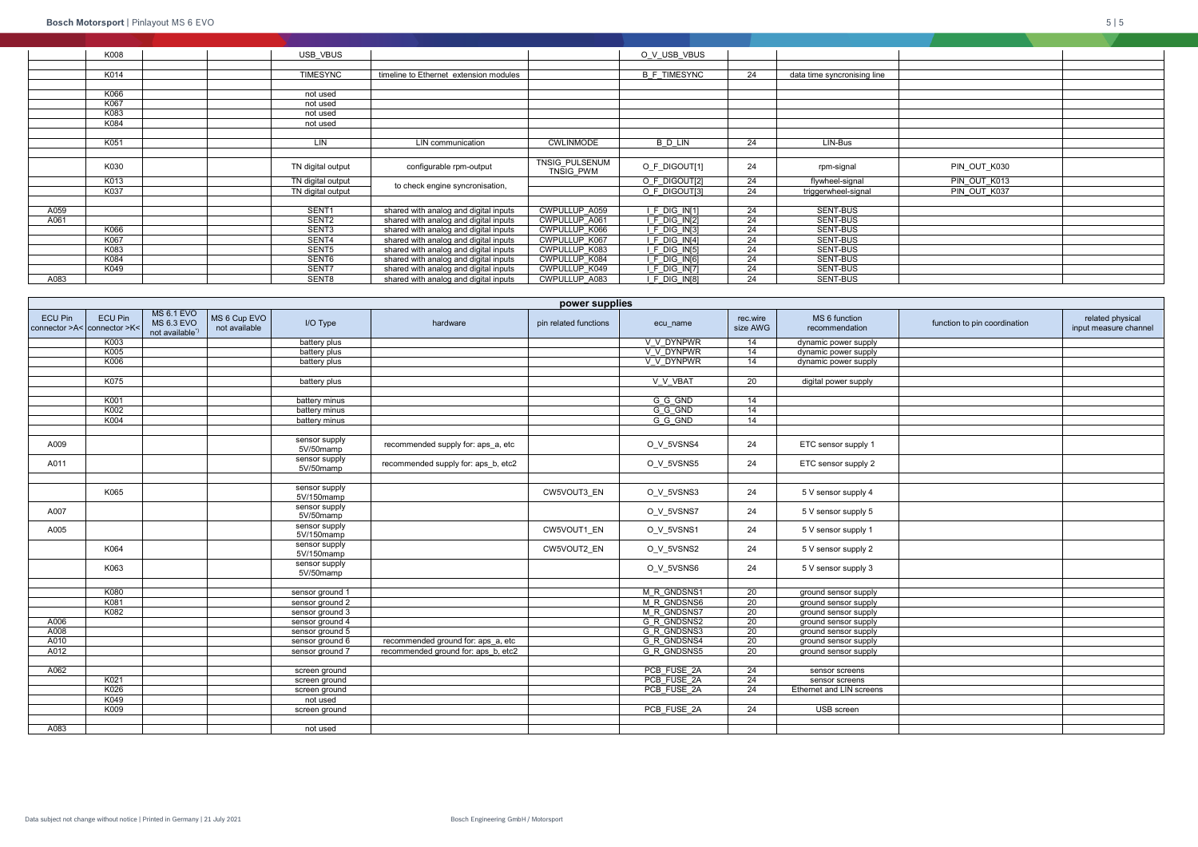| | | | | | | | | | | | |
|---|---|---|---|---|---|---|---|---|---|---|---|
| | K008 | | | USB_VBUS | | | O_V_USB_VBUS | | | | |
| | | | | | | | | | | | |
| | K014 | | | TIMESYNC | timeline to Ethernet extension modules | | B_F_TIMESYNC | 24 | data time syncronising line | | |
| | | | | | | | | | | | |
| | K066 | | | not used | | | | | | | |
| | K067 | | | not used | | | | | | | |
| | K083 | | | not used | | | | | | | |
| | K084 | | | not used | | | | | | | |
| | | | | | | | | | | | |
| | K051 | | | LIN | LIN communication | CWLINMODE | B_D_LIN | 24 | LIN-Bus | | |
| | | | | | | | | | | | |
| | K030 | | | TN digital output | configurable rpm-output | TNSIG_PULSENUM TNSIG_PWM | O_F_DIGOUT[1] | 24 | rpm-signal | PIN_OUT_K030 | |
| | K013 | | | TN digital output | to check engine syncronisation, | | O_F_DIGOUT[2] | 24 | flywheel-signal | PIN_OUT_K013 | |
| | K037 | | | TN digital output | | | O_F_DIGOUT[3] | 24 | triggerwheel-signal | PIN_OUT_K037 | |
| | | | | | | | | | | | |
| A059 | | | | SENT1 | shared with analog and digital inputs | CWPULLUP_A059 | I_F_DIG_IN[1] | 24 | SENT-BUS | | |
| A061 | | | | SENT2 | shared with analog and digital inputs | CWPULLUP_A061 | I_F_DIG_IN[2] | 24 | SENT-BUS | | |
| | K066 | | | SENT3 | shared with analog and digital inputs | CWPULLUP_K066 | I_F_DIG_IN[3] | 24 | SENT-BUS | | |
| | K067 | | | SENT4 | shared with analog and digital inputs | CWPULLUP_K067 | I_F_DIG_IN[4] | 24 | SENT-BUS | | |
| | K083 | | | SENT5 | shared with analog and digital inputs | CWPULLUP_K083 | I_F_DIG_IN[5] | 24 | SENT-BUS | | |
| | K084 | | | SENT6 | shared with analog and digital inputs | CWPULLUP_K084 | I_F_DIG_IN[6] | 24 | SENT-BUS | | |
| | K049 | | | SENT7 | shared with analog and digital inputs | CWPULLUP_K049 | I_F_DIG_IN[7] | 24 | SENT-BUS | | |
| A083 | | | | SENT8 | shared with analog and digital inputs | CWPULLUP_A083 | I_F_DIG_IN[8] | 24 | SENT-BUS | | |

## power supplies

| ECU Pin connector >A< | ECU Pin connector >K< | MS 6.1 EVO MS 6.3 EVO not available*) | MS 6 Cup EVO not available | I/O Type | hardware | pin related functions | ecu_name | rec.wire size AWG | MS 6 function recommendation | function to pin coordination | related physical input measure channel |
|---|---|---|---|---|---|---|---|---|---|---|---|
| | K003 | | | battery plus | | | V_V_DYNPWR | 14 | dynamic power supply | | |
| | K005 | | | battery plus | | | V_V_DYNPWR | 14 | dynamic power supply | | |
| | K006 | | | battery plus | | | V_V_DYNPWR | 14 | dynamic power supply | | |
| | | | | | | | | | | | |
| | K075 | | | battery plus | | | V_V_VBAT | 20 | digital power supply | | |
| | | | | | | | | | | | |
| | K001 | | | battery minus | | | G_G_GND | 14 | | | |
| | K002 | | | battery minus | | | G_G_GND | 14 | | | |
| | K004 | | | battery minus | | | G_G_GND | 14 | | | |
| | | | | | | | | | | | |
| A009 | | | | sensor supply 5V/50mamp | recommended supply for: aps_a, etc | | O_V_5VSNS4 | 24 | ETC sensor supply 1 | | |
| A011 | | | | sensor supply 5V/50mamp | recommended supply for: aps_b, etc2 | | O_V_5VSNS5 | 24 | ETC sensor supply 2 | | |
| | | | | | | | | | | | |
| | K065 | | | sensor supply 5V/150mamp | | CW5VOUT3_EN | O_V_5VSNS3 | 24 | 5 V sensor supply 4 | | |
| A007 | | | | sensor supply 5V/50mamp | | | O_V_5VSNS7 | 24 | 5 V sensor supply 5 | | |
| A005 | | | | sensor supply 5V/150mamp | | CW5VOUT1_EN | O_V_5VSNS1 | 24 | 5 V sensor supply 1 | | |
| | K064 | | | sensor supply 5V/150mamp | | CW5VOUT2_EN | O_V_5VSNS2 | 24 | 5 V sensor supply 2 | | |
| | K063 | | | sensor supply 5V/50mamp | | | O_V_5VSNS6 | 24 | 5 V sensor supply 3 | | |
| | | | | | | | | | | | |
| | K080 | | | sensor ground 1 | | | M_R_GNDSNS1 | 20 | ground sensor supply | | |
| | K081 | | | sensor ground 2 | | | M_R_GNDSNS6 | 20 | ground sensor supply | | |
| | K082 | | | sensor ground 3 | | | M_R_GNDSNS7 | 20 | ground sensor supply | | |
| A006 | | | | sensor ground 4 | | | G_R_GNDSNS2 | 20 | ground sensor supply | | |
| A008 | | | | sensor ground 5 | | | G_R_GNDSNS3 | 20 | ground sensor supply | | |
| A010 | | | | sensor ground 6 | recommended ground for: aps_a, etc | | G_R_GNDSNS4 | 20 | ground sensor supply | | |
| A012 | | | | sensor ground 7 | recommended ground for: aps_b, etc2 | | G_R_GNDSNS5 | 20 | ground sensor supply | | |
| | | | | | | | | | | | |
| A062 | | | | screen ground | | | PCB_FUSE_2A | 24 | sensor screens | | |
| | K021 | | | screen ground | | | PCB_FUSE_2A | 24 | sensor screens | | |
| | K026 | | | screen ground | | | PCB_FUSE_2A | 24 | Ethernet and LIN screens | | |
| | K049 | | | not used | | | | | | | |
| | K009 | | | screen ground | | | PCB_FUSE_2A | 24 | USB screen | | |
| | | | | | | | | | | | |
| A083 | | | | not used | | | | | | | |

Data subject not change without notice | Printed in Germany | 21 July 2021

Bosch Engineering GmbH / Motorsport